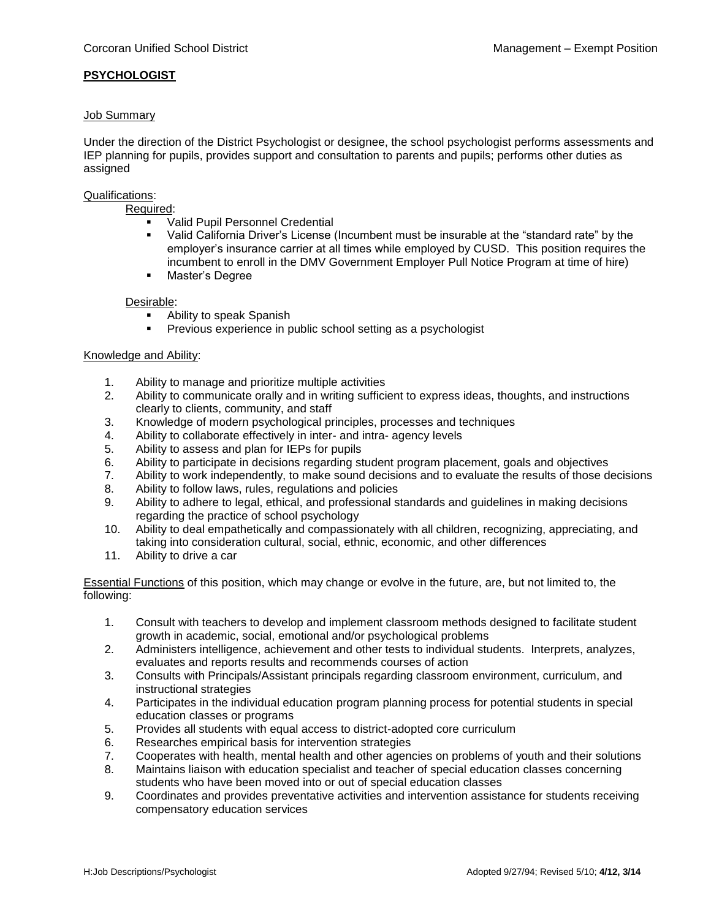Corcoran Unified School District — Management – Exempt Position

# PSYCHOLOGIST

## Job Summary

Under the direction of the District Psychologist or designee, the school psychologist performs assessments and IEP planning for pupils, provides support and consultation to parents and pupils; performs other duties as assigned

## Qualifications:

### Required:

- Valid Pupil Personnel Credential
- Valid California Driver's License (Incumbent must be insurable at the "standard rate" by the employer's insurance carrier at all times while employed by CUSD. This position requires the incumbent to enroll in the DMV Government Employer Pull Notice Program at time of hire)
- Master's Degree

### Desirable:

- Ability to speak Spanish
- Previous experience in public school setting as a psychologist

## Knowledge and Ability:

1. Ability to manage and prioritize multiple activities
2. Ability to communicate orally and in writing sufficient to express ideas, thoughts, and instructions clearly to clients, community, and staff
3. Knowledge of modern psychological principles, processes and techniques
4. Ability to collaborate effectively in inter- and intra- agency levels
5. Ability to assess and plan for IEPs for pupils
6. Ability to participate in decisions regarding student program placement, goals and objectives
7. Ability to work independently, to make sound decisions and to evaluate the results of those decisions
8. Ability to follow laws, rules, regulations and policies
9. Ability to adhere to legal, ethical, and professional standards and guidelines in making decisions regarding the practice of school psychology
10. Ability to deal empathetically and compassionately with all children, recognizing, appreciating, and taking into consideration cultural, social, ethnic, economic, and other differences
11. Ability to drive a car

Essential Functions of this position, which may change or evolve in the future, are, but not limited to, the following:

1. Consult with teachers to develop and implement classroom methods designed to facilitate student growth in academic, social, emotional and/or psychological problems
2. Administers intelligence, achievement and other tests to individual students. Interprets, analyzes, evaluates and reports results and recommends courses of action
3. Consults with Principals/Assistant principals regarding classroom environment, curriculum, and instructional strategies
4. Participates in the individual education program planning process for potential students in special education classes or programs
5. Provides all students with equal access to district-adopted core curriculum
6. Researches empirical basis for intervention strategies
7. Cooperates with health, mental health and other agencies on problems of youth and their solutions
8. Maintains liaison with education specialist and teacher of special education classes concerning students who have been moved into or out of special education classes
9. Coordinates and provides preventative activities and intervention assistance for students receiving compensatory education services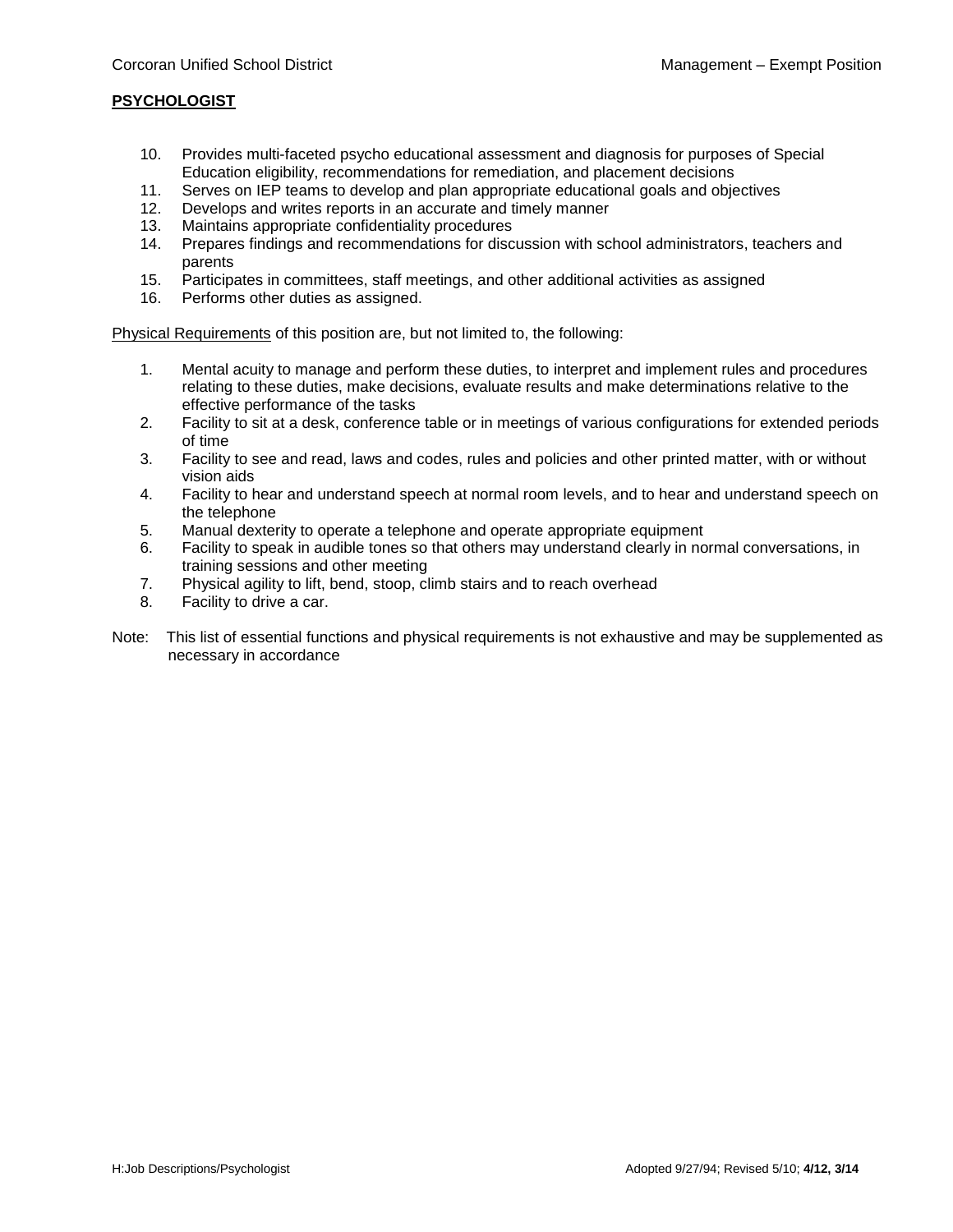**PSYCHOLOGIST**

10. Provides multi-faceted psycho educational assessment and diagnosis for purposes of Special Education eligibility, recommendations for remediation, and placement decisions
11. Serves on IEP teams to develop and plan appropriate educational goals and objectives
12. Develops and writes reports in an accurate and timely manner
13. Maintains appropriate confidentiality procedures
14. Prepares findings and recommendations for discussion with school administrators, teachers and parents
15. Participates in committees, staff meetings, and other additional activities as assigned
16. Performs other duties as assigned.

Physical Requirements of this position are, but not limited to, the following:

1. Mental acuity to manage and perform these duties, to interpret and implement rules and procedures relating to these duties, make decisions, evaluate results and make determinations relative to the effective performance of the tasks
2. Facility to sit at a desk, conference table or in meetings of various configurations for extended periods of time
3. Facility to see and read, laws and codes, rules and policies and other printed matter, with or without vision aids
4. Facility to hear and understand speech at normal room levels, and to hear and understand speech on the telephone
5. Manual dexterity to operate a telephone and operate appropriate equipment
6. Facility to speak in audible tones so that others may understand clearly in normal conversations, in training sessions and other meeting
7. Physical agility to lift, bend, stoop, climb stairs and to reach overhead
8. Facility to drive a car.

Note: This list of essential functions and physical requirements is not exhaustive and may be supplemented as necessary in accordance

H:Job Descriptions/Psychologist

Adopted 9/27/94; Revised 5/10; **4/12, 3/14**